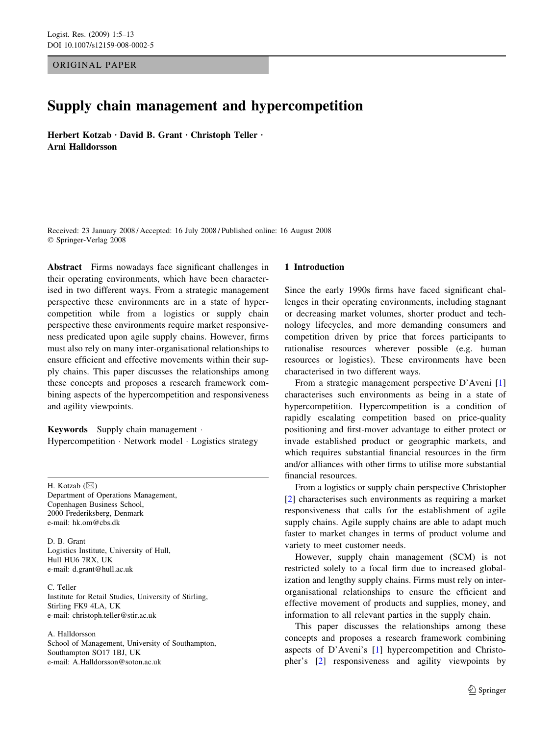ORIGINAL PAPER

# Supply chain management and hypercompetition

**Herbert Kotzab · David B. Grant · Christoph Teller · Arni Halldorsson**

Received: 23 January 2008 / Accepted: 16 July 2008 / Published online: 16 August 2008
© Springer-Verlag 2008

**Abstract** Firms nowadays face significant challenges in their operating environments, which have been characterised in two different ways. From a strategic management perspective these environments are in a state of hypercompetition while from a logistics or supply chain perspective these environments require market responsiveness predicated upon agile supply chains. However, firms must also rely on many inter-organisational relationships to ensure efficient and effective movements within their supply chains. This paper discusses the relationships among these concepts and proposes a research framework combining aspects of the hypercompetition and responsiveness and agility viewpoints.

**Keywords** Supply chain management · Hypercompetition · Network model · Logistics strategy

H. Kotzab (✉)
Department of Operations Management,
Copenhagen Business School,
2000 Frederiksberg, Denmark
e-mail: hk.om@cbs.dk

D. B. Grant
Logistics Institute, University of Hull,
Hull HU6 7RX, UK
e-mail: d.grant@hull.ac.uk

C. Teller
Institute for Retail Studies, University of Stirling,
Stirling FK9 4LA, UK
e-mail: christoph.teller@stir.ac.uk

A. Halldorsson
School of Management, University of Southampton,
Southampton SO17 1BJ, UK
e-mail: A.Halldorsson@soton.ac.uk

## 1 Introduction

Since the early 1990s firms have faced significant challenges in their operating environments, including stagnant or decreasing market volumes, shorter product and technology lifecycles, and more demanding consumers and competition driven by price that forces participants to rationalise resources wherever possible (e.g. human resources or logistics). These environments have been characterised in two different ways.

From a strategic management perspective D'Aveni [1] characterises such environments as being in a state of hypercompetition. Hypercompetition is a condition of rapidly escalating competition based on price-quality positioning and first-mover advantage to either protect or invade established product or geographic markets, and which requires substantial financial resources in the firm and/or alliances with other firms to utilise more substantial financial resources.

From a logistics or supply chain perspective Christopher [2] characterises such environments as requiring a market responsiveness that calls for the establishment of agile supply chains. Agile supply chains are able to adapt much faster to market changes in terms of product volume and variety to meet customer needs.

However, supply chain management (SCM) is not restricted solely to a focal firm due to increased globalization and lengthy supply chains. Firms must rely on inter-organisational relationships to ensure the efficient and effective movement of products and supplies, money, and information to all relevant parties in the supply chain.

This paper discusses the relationships among these concepts and proposes a research framework combining aspects of D'Aveni's [1] hypercompetition and Christopher's [2] responsiveness and agility viewpoints by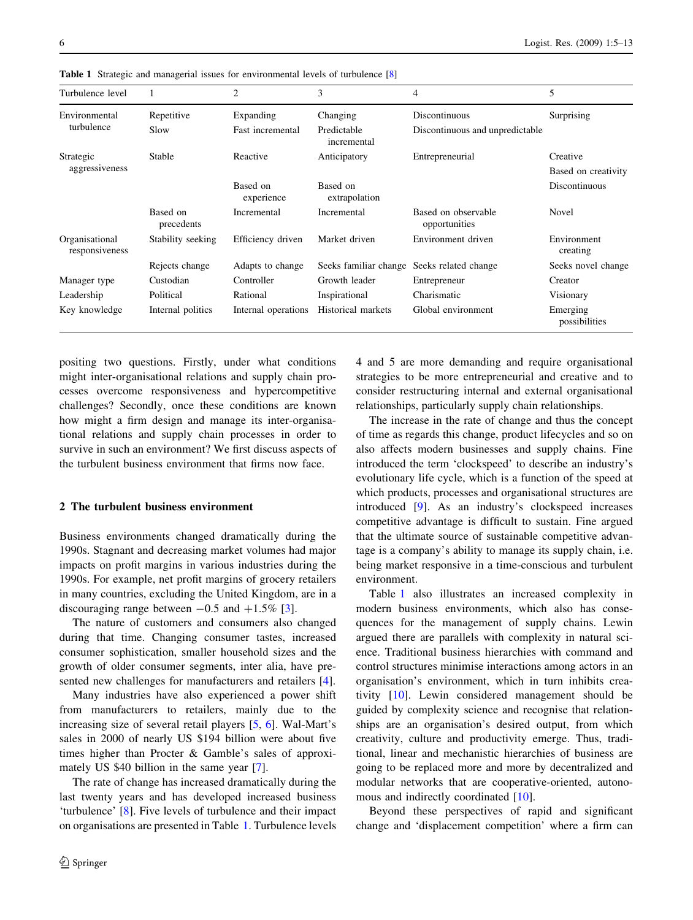**Table 1** Strategic and managerial issues for environmental levels of turbulence [8]

| Turbulence level | 1 | 2 | 3 | 4 | 5 |
|---|---|---|---|---|---|
| Environmental turbulence | Repetitive | Expanding | Changing | Discontinuous | Surprising |
| | Slow | Fast incremental | Predictable incremental | Discontinuous and unpredictable | |
| Strategic aggressiveness | Stable | Reactive | Anticipatory | Entrepreneurial | Creative |
| | | | | | Based on creativity |
| | | Based on experience | Based on extrapolation | | Discontinuous |
| | Based on precedents | Incremental | Incremental | Based on observable opportunities | Novel |
| Organisational responsiveness | Stability seeking | Efficiency driven | Market driven | Environment driven | Environment creating |
| | Rejects change | Adapts to change | Seeks familiar change | Seeks related change | Seeks novel change |
| Manager type | Custodian | Controller | Growth leader | Entrepreneur | Creator |
| Leadership | Political | Rational | Inspirational | Charismatic | Visionary |
| Key knowledge | Internal politics | Internal operations | Historical markets | Global environment | Emerging possibilities |

positing two questions. Firstly, under what conditions might inter-organisational relations and supply chain processes overcome responsiveness and hypercompetitive challenges? Secondly, once these conditions are known how might a firm design and manage its inter-organisational relations and supply chain processes in order to survive in such an environment? We first discuss aspects of the turbulent business environment that firms now face.

## 2 The turbulent business environment

Business environments changed dramatically during the 1990s. Stagnant and decreasing market volumes had major impacts on profit margins in various industries during the 1990s. For example, net profit margins of grocery retailers in many countries, excluding the United Kingdom, are in a discouraging range between $-0.5$ and $+1.5\%$ [3].

The nature of customers and consumers also changed during that time. Changing consumer tastes, increased consumer sophistication, smaller household sizes and the growth of older consumer segments, inter alia, have presented new challenges for manufacturers and retailers [4].

Many industries have also experienced a power shift from manufacturers to retailers, mainly due to the increasing size of several retail players [5, 6]. Wal-Mart's sales in 2000 of nearly US $194 billion were about five times higher than Procter & Gamble's sales of approximately US $40 billion in the same year [7].

The rate of change has increased dramatically during the last twenty years and has developed increased business 'turbulence' [8]. Five levels of turbulence and their impact on organisations are presented in Table 1. Turbulence levels 4 and 5 are more demanding and require organisational strategies to be more entrepreneurial and creative and to consider restructuring internal and external organisational relationships, particularly supply chain relationships.

The increase in the rate of change and thus the concept of time as regards this change, product lifecycles and so on also affects modern businesses and supply chains. Fine introduced the term 'clockspeed' to describe an industry's evolutionary life cycle, which is a function of the speed at which products, processes and organisational structures are introduced [9]. As an industry's clockspeed increases competitive advantage is difficult to sustain. Fine argued that the ultimate source of sustainable competitive advantage is a company's ability to manage its supply chain, i.e. being market responsive in a time-conscious and turbulent environment.

Table 1 also illustrates an increased complexity in modern business environments, which also has consequences for the management of supply chains. Lewin argued there are parallels with complexity in natural science. Traditional business hierarchies with command and control structures minimise interactions among actors in an organisation's environment, which in turn inhibits creativity [10]. Lewin considered management should be guided by complexity science and recognise that relationships are an organisation's desired output, from which creativity, culture and productivity emerge. Thus, traditional, linear and mechanistic hierarchies of business are going to be replaced more and more by decentralized and modular networks that are cooperative-oriented, autonomous and indirectly coordinated [10].

Beyond these perspectives of rapid and significant change and 'displacement competition' where a firm can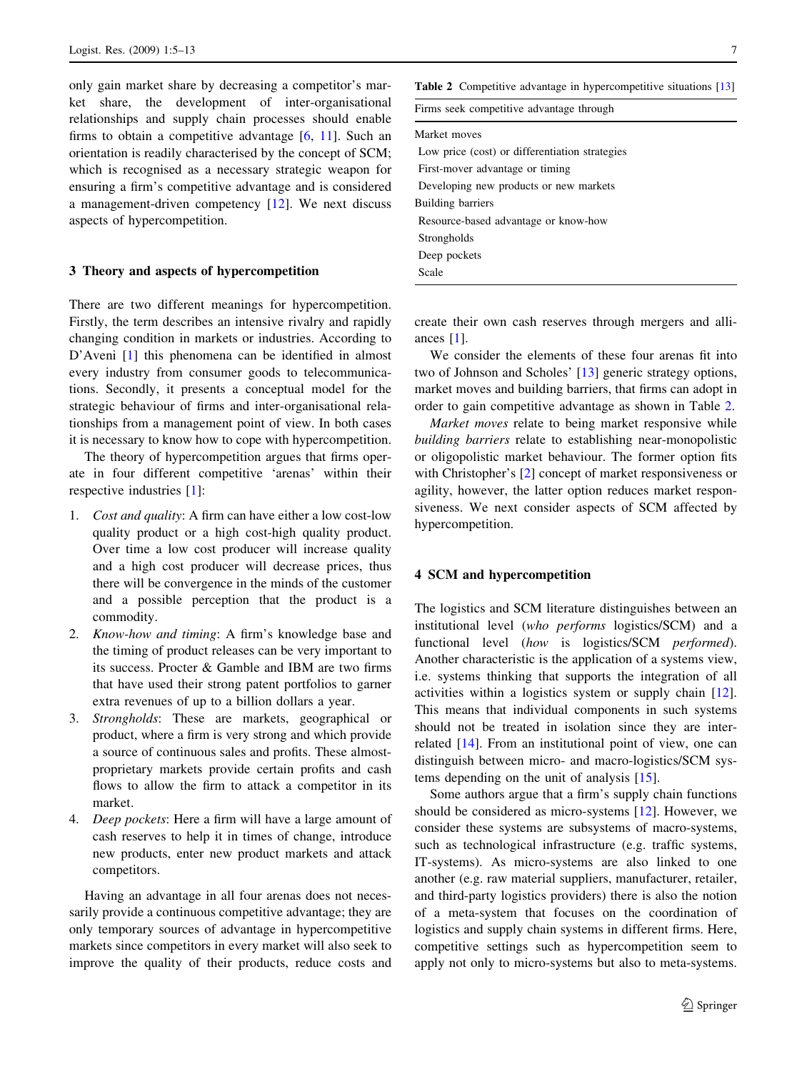only gain market share by decreasing a competitor's market share, the development of inter-organisational relationships and supply chain processes should enable firms to obtain a competitive advantage [6, 11]. Such an orientation is readily characterised by the concept of SCM; which is recognised as a necessary strategic weapon for ensuring a firm's competitive advantage and is considered a management-driven competency [12]. We next discuss aspects of hypercompetition.

## 3 Theory and aspects of hypercompetition

There are two different meanings for hypercompetition. Firstly, the term describes an intensive rivalry and rapidly changing condition in markets or industries. According to D'Aveni [1] this phenomena can be identified in almost every industry from consumer goods to telecommunications. Secondly, it presents a conceptual model for the strategic behaviour of firms and inter-organisational relationships from a management point of view. In both cases it is necessary to know how to cope with hypercompetition.

The theory of hypercompetition argues that firms operate in four different competitive 'arenas' within their respective industries [1]:

1. *Cost and quality*: A firm can have either a low cost-low quality product or a high cost-high quality product. Over time a low cost producer will increase quality and a high cost producer will decrease prices, thus there will be convergence in the minds of the customer and a possible perception that the product is a commodity.
2. *Know-how and timing*: A firm's knowledge base and the timing of product releases can be very important to its success. Procter & Gamble and IBM are two firms that have used their strong patent portfolios to garner extra revenues of up to a billion dollars a year.
3. *Strongholds*: These are markets, geographical or product, where a firm is very strong and which provide a source of continuous sales and profits. These almost-proprietary markets provide certain profits and cash flows to allow the firm to attack a competitor in its market.
4. *Deep pockets*: Here a firm will have a large amount of cash reserves to help it in times of change, introduce new products, enter new product markets and attack competitors.

Having an advantage in all four arenas does not necessarily provide a continuous competitive advantage; they are only temporary sources of advantage in hypercompetitive markets since competitors in every market will also seek to improve the quality of their products, reduce costs and create their own cash reserves through mergers and alliances [1].

**Table 2** Competitive advantage in hypercompetitive situations [13]

| Firms seek competitive advantage through |
| --- |
| Market moves |
| Low price (cost) or differentiation strategies |
| First-mover advantage or timing |
| Developing new products or new markets |
| Building barriers |
| Resource-based advantage or know-how |
| Strongholds |
| Deep pockets |
| Scale |

We consider the elements of these four arenas fit into two of Johnson and Scholes' [13] generic strategy options, market moves and building barriers, that firms can adopt in order to gain competitive advantage as shown in Table 2.

*Market moves* relate to being market responsive while *building barriers* relate to establishing near-monopolistic or oligopolistic market behaviour. The former option fits with Christopher's [2] concept of market responsiveness or agility, however, the latter option reduces market responsiveness. We next consider aspects of SCM affected by hypercompetition.

## 4 SCM and hypercompetition

The logistics and SCM literature distinguishes between an institutional level (*who performs* logistics/SCM) and a functional level (*how* is logistics/SCM *performed*). Another characteristic is the application of a systems view, i.e. systems thinking that supports the integration of all activities within a logistics system or supply chain [12]. This means that individual components in such systems should not be treated in isolation since they are interrelated [14]. From an institutional point of view, one can distinguish between micro- and macro-logistics/SCM systems depending on the unit of analysis [15].

Some authors argue that a firm's supply chain functions should be considered as micro-systems [12]. However, we consider these systems are subsystems of macro-systems, such as technological infrastructure (e.g. traffic systems, IT-systems). As micro-systems are also linked to one another (e.g. raw material suppliers, manufacturer, retailer, and third-party logistics providers) there is also the notion of a meta-system that focuses on the coordination of logistics and supply chain systems in different firms. Here, competitive settings such as hypercompetition seem to apply not only to micro-systems but also to meta-systems.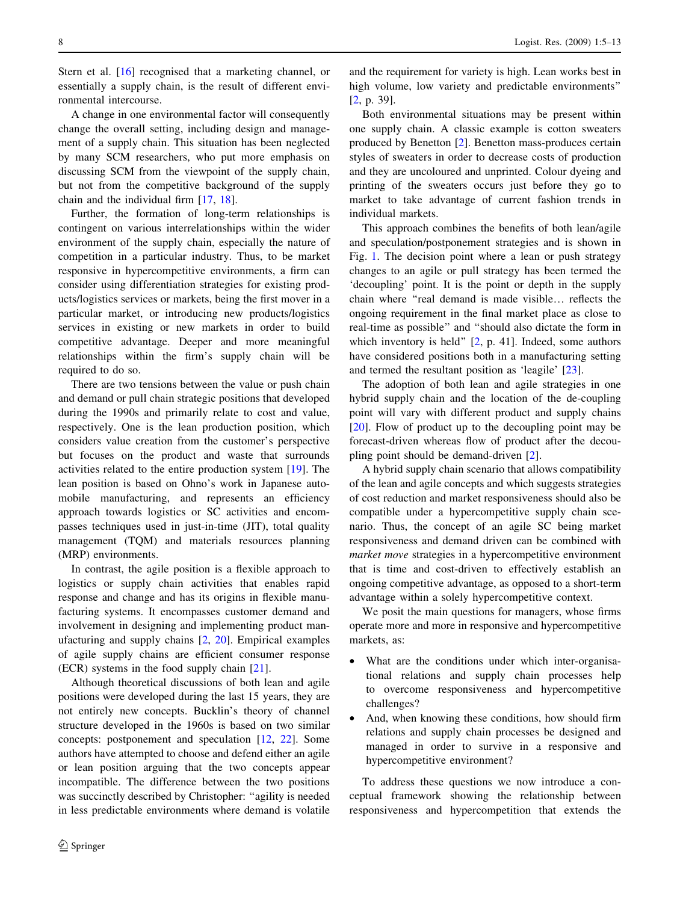Stern et al. [16] recognised that a marketing channel, or essentially a supply chain, is the result of different environmental intercourse.

A change in one environmental factor will consequently change the overall setting, including design and management of a supply chain. This situation has been neglected by many SCM researchers, who put more emphasis on discussing SCM from the viewpoint of the supply chain, but not from the competitive background of the supply chain and the individual firm [17, 18].

Further, the formation of long-term relationships is contingent on various interrelationships within the wider environment of the supply chain, especially the nature of competition in a particular industry. Thus, to be market responsive in hypercompetitive environments, a firm can consider using differentiation strategies for existing products/logistics services or markets, being the first mover in a particular market, or introducing new products/logistics services in existing or new markets in order to build competitive advantage. Deeper and more meaningful relationships within the firm's supply chain will be required to do so.

There are two tensions between the value or push chain and demand or pull chain strategic positions that developed during the 1990s and primarily relate to cost and value, respectively. One is the lean production position, which considers value creation from the customer's perspective but focuses on the product and waste that surrounds activities related to the entire production system [19]. The lean position is based on Ohno's work in Japanese automobile manufacturing, and represents an efficiency approach towards logistics or SC activities and encompasses techniques used in just-in-time (JIT), total quality management (TQM) and materials resources planning (MRP) environments.

In contrast, the agile position is a flexible approach to logistics or supply chain activities that enables rapid response and change and has its origins in flexible manufacturing systems. It encompasses customer demand and involvement in designing and implementing product manufacturing and supply chains [2, 20]. Empirical examples of agile supply chains are efficient consumer response (ECR) systems in the food supply chain [21].

Although theoretical discussions of both lean and agile positions were developed during the last 15 years, they are not entirely new concepts. Bucklin's theory of channel structure developed in the 1960s is based on two similar concepts: postponement and speculation [12, 22]. Some authors have attempted to choose and defend either an agile or lean position arguing that the two concepts appear incompatible. The difference between the two positions was succinctly described by Christopher: "agility is needed in less predictable environments where demand is volatile and the requirement for variety is high. Lean works best in high volume, low variety and predictable environments" [2, p. 39].

Both environmental situations may be present within one supply chain. A classic example is cotton sweaters produced by Benetton [2]. Benetton mass-produces certain styles of sweaters in order to decrease costs of production and they are uncoloured and unprinted. Colour dyeing and printing of the sweaters occurs just before they go to market to take advantage of current fashion trends in individual markets.

This approach combines the benefits of both lean/agile and speculation/postponement strategies and is shown in Fig. 1. The decision point where a lean or push strategy changes to an agile or pull strategy has been termed the 'decoupling' point. It is the point or depth in the supply chain where "real demand is made visible… reflects the ongoing requirement in the final market place as close to real-time as possible" and "should also dictate the form in which inventory is held" [2, p. 41]. Indeed, some authors have considered positions both in a manufacturing setting and termed the resultant position as 'leagile' [23].

The adoption of both lean and agile strategies in one hybrid supply chain and the location of the de-coupling point will vary with different product and supply chains [20]. Flow of product up to the decoupling point may be forecast-driven whereas flow of product after the decoupling point should be demand-driven [2].

A hybrid supply chain scenario that allows compatibility of the lean and agile concepts and which suggests strategies of cost reduction and market responsiveness should also be compatible under a hypercompetitive supply chain scenario. Thus, the concept of an agile SC being market responsiveness and demand driven can be combined with *market move* strategies in a hypercompetitive environment that is time and cost-driven to effectively establish an ongoing competitive advantage, as opposed to a short-term advantage within a solely hypercompetitive context.

We posit the main questions for managers, whose firms operate more and more in responsive and hypercompetitive markets, as:

- What are the conditions under which inter-organisational relations and supply chain processes help to overcome responsiveness and hypercompetitive challenges?
- And, when knowing these conditions, how should firm relations and supply chain processes be designed and managed in order to survive in a responsive and hypercompetitive environment?

To address these questions we now introduce a conceptual framework showing the relationship between responsiveness and hypercompetition that extends the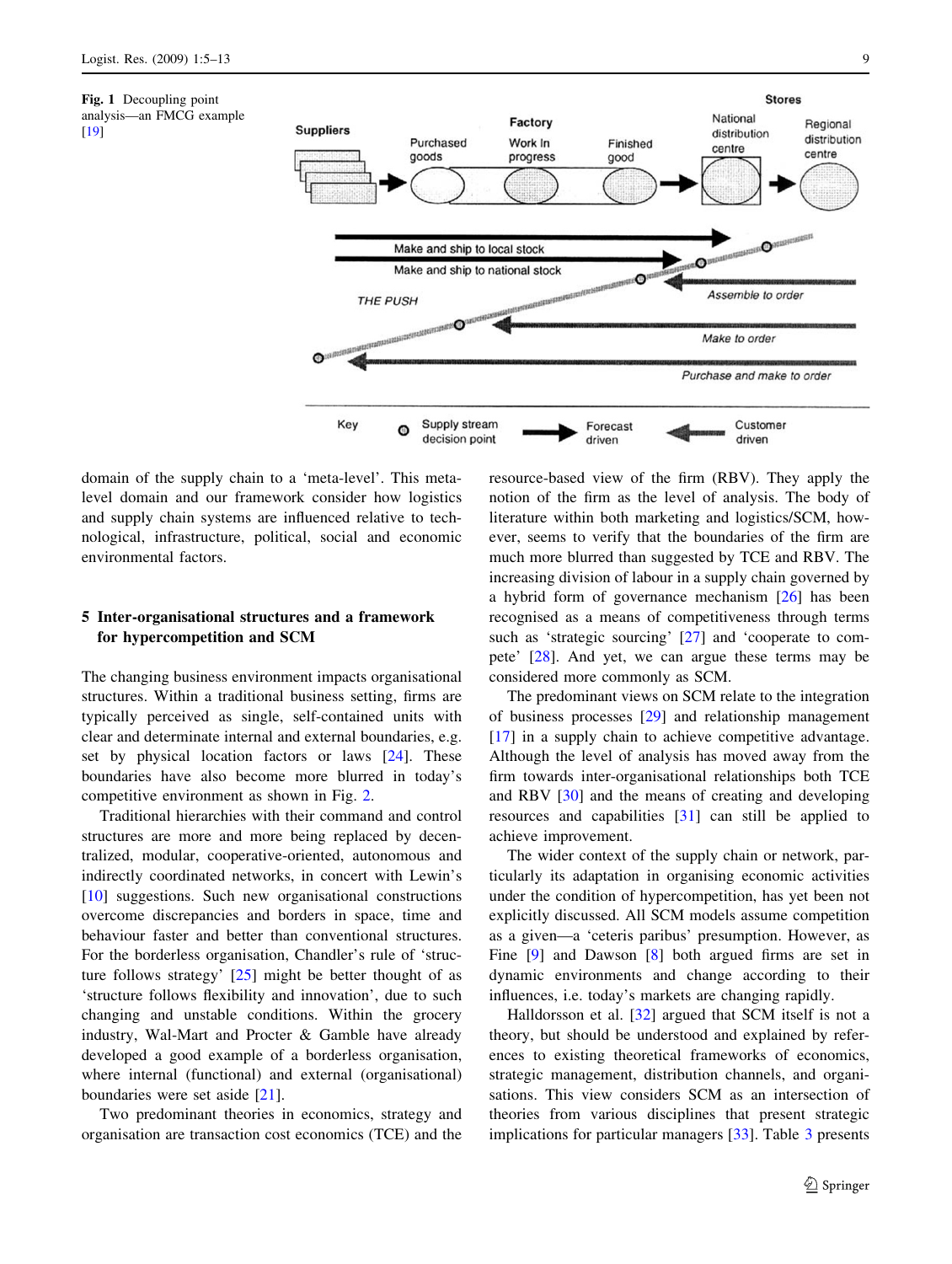**Fig. 1** Decoupling point analysis—an FMCG example [19]

domain of the supply chain to a 'meta-level'. This meta-level domain and our framework consider how logistics and supply chain systems are influenced relative to technological, infrastructure, political, social and economic environmental factors.

## 5 Inter-organisational structures and a framework for hypercompetition and SCM

The changing business environment impacts organisational structures. Within a traditional business setting, firms are typically perceived as single, self-contained units with clear and determinate internal and external boundaries, e.g. set by physical location factors or laws [24]. These boundaries have also become more blurred in today's competitive environment as shown in Fig. 2.

Traditional hierarchies with their command and control structures are more and more being replaced by decentralized, modular, cooperative-oriented, autonomous and indirectly coordinated networks, in concert with Lewin's [10] suggestions. Such new organisational constructions overcome discrepancies and borders in space, time and behaviour faster and better than conventional structures. For the borderless organisation, Chandler's rule of 'structure follows strategy' [25] might be better thought of as 'structure follows flexibility and innovation', due to such changing and unstable conditions. Within the grocery industry, Wal-Mart and Procter & Gamble have already developed a good example of a borderless organisation, where internal (functional) and external (organisational) boundaries were set aside [21].

Two predominant theories in economics, strategy and organisation are transaction cost economics (TCE) and the resource-based view of the firm (RBV). They apply the notion of the firm as the level of analysis. The body of literature within both marketing and logistics/SCM, however, seems to verify that the boundaries of the firm are much more blurred than suggested by TCE and RBV. The increasing division of labour in a supply chain governed by a hybrid form of governance mechanism [26] has been recognised as a means of competitiveness through terms such as 'strategic sourcing' [27] and 'cooperate to compete' [28]. And yet, we can argue these terms may be considered more commonly as SCM.

The predominant views on SCM relate to the integration of business processes [29] and relationship management [17] in a supply chain to achieve competitive advantage. Although the level of analysis has moved away from the firm towards inter-organisational relationships both TCE and RBV [30] and the means of creating and developing resources and capabilities [31] can still be applied to achieve improvement.

The wider context of the supply chain or network, particularly its adaptation in organising economic activities under the condition of hypercompetition, has yet been not explicitly discussed. All SCM models assume competition as a given—a 'ceteris paribus' presumption. However, as Fine [9] and Dawson [8] both argued firms are set in dynamic environments and change according to their influences, i.e. today's markets are changing rapidly.

Halldorsson et al. [32] argued that SCM itself is not a theory, but should be understood and explained by references to existing theoretical frameworks of economics, strategic management, distribution channels, and organisations. This view considers SCM as an intersection of theories from various disciplines that present strategic implications for particular managers [33]. Table 3 presents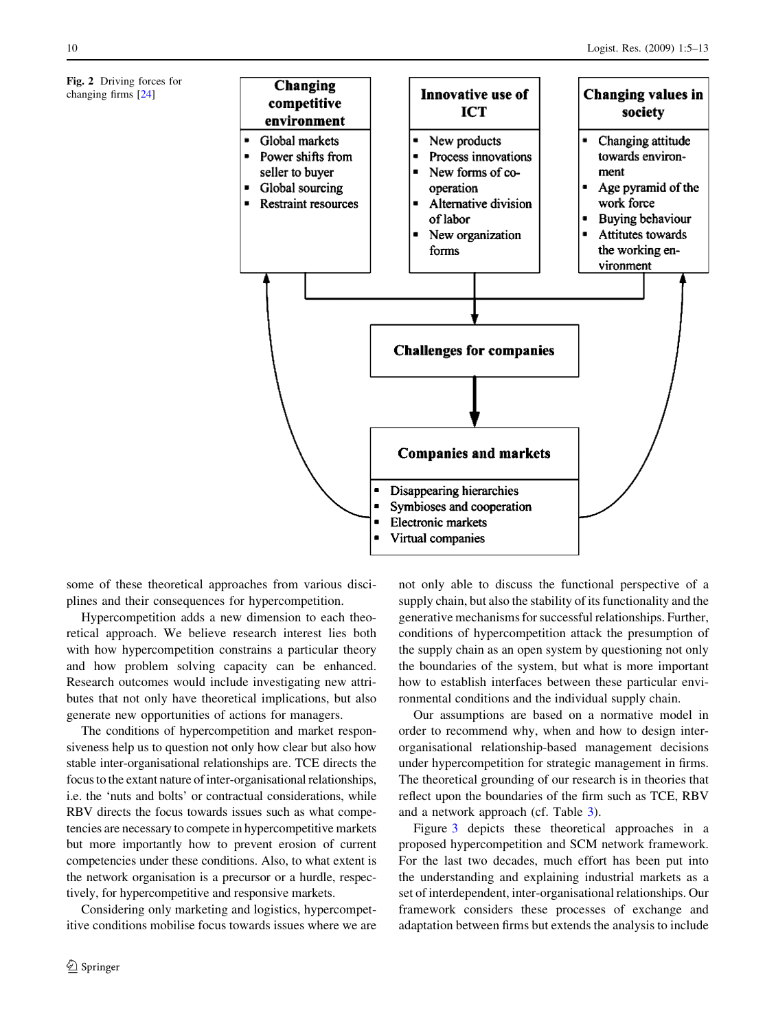Changing competitive environment
- Global markets
- Power shifts from seller to buyer
- Global sourcing
- Restraint resources

Innovative use of ICT
- New products
- Process innovations
- New forms of co-operation
- Alternative division of labor
- New organization forms

Changing values in society
- Changing attitude towards environ-ment
- Age pyramid of the work force
- Buying behaviour
- Attitutes towards the working en-vironment

Challenges for companies

Companies and markets
- Disappearing hierarchies
- Symbioses and cooperation
- Electronic markets
- Virtual companies

**Fig. 2** Driving forces for changing firms [24]

some of these theoretical approaches from various disciplines and their consequences for hypercompetition.

Hypercompetition adds a new dimension to each theoretical approach. We believe research interest lies both with how hypercompetition constrains a particular theory and how problem solving capacity can be enhanced. Research outcomes would include investigating new attributes that not only have theoretical implications, but also generate new opportunities of actions for managers.

The conditions of hypercompetition and market responsiveness help us to question not only how clear but also how stable inter-organisational relationships are. TCE directs the focus to the extant nature of inter-organisational relationships, i.e. the 'nuts and bolts' or contractual considerations, while RBV directs the focus towards issues such as what competencies are necessary to compete in hypercompetitive markets but more importantly how to prevent erosion of current competencies under these conditions. Also, to what extent is the network organisation is a precursor or a hurdle, respectively, for hypercompetitive and responsive markets.

Considering only marketing and logistics, hypercompetitive conditions mobilise focus towards issues where we are not only able to discuss the functional perspective of a supply chain, but also the stability of its functionality and the generative mechanisms for successful relationships. Further, conditions of hypercompetition attack the presumption of the supply chain as an open system by questioning not only the boundaries of the system, but what is more important how to establish interfaces between these particular environmental conditions and the individual supply chain.

Our assumptions are based on a normative model in order to recommend why, when and how to design inter-organisational relationship-based management decisions under hypercompetition for strategic management in firms. The theoretical grounding of our research is in theories that reflect upon the boundaries of the firm such as TCE, RBV and a network approach (cf. Table 3).

Figure 3 depicts these theoretical approaches in a proposed hypercompetition and SCM network framework. For the last two decades, much effort has been put into the understanding and explaining industrial markets as a set of interdependent, inter-organisational relationships. Our framework considers these processes of exchange and adaptation between firms but extends the analysis to include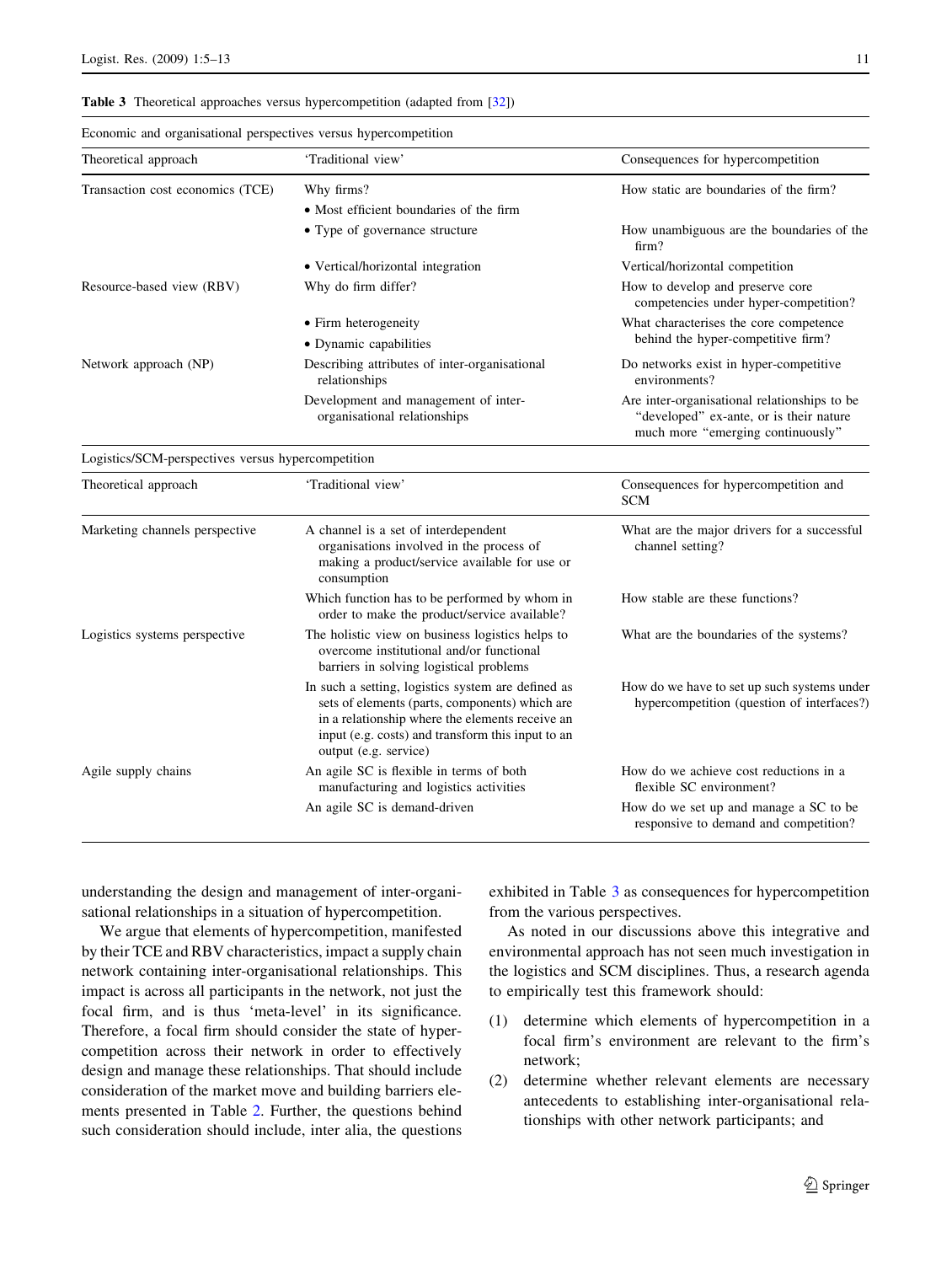**Table 3** Theoretical approaches versus hypercompetition (adapted from [32])

| Economic and organisational perspectives versus hypercompetition | | |
|---|---|---|
| Theoretical approach | 'Traditional view' | Consequences for hypercompetition |
| Transaction cost economics (TCE) | Why firms? | How static are boundaries of the firm? |
| | • Most efficient boundaries of the firm | |
| | • Type of governance structure | How unambiguous are the boundaries of the firm? |
| | • Vertical/horizontal integration | Vertical/horizontal competition |
| Resource-based view (RBV) | Why do firm differ? | How to develop and preserve core competencies under hyper-competition? |
| | • Firm heterogeneity | What characterises the core competence behind the hyper-competitive firm? |
| | • Dynamic capabilities | |
| Network approach (NP) | Describing attributes of inter-organisational relationships | Do networks exist in hyper-competitive environments? |
| | Development and management of inter-organisational relationships | Are inter-organisational relationships to be "developed" ex-ante, or is their nature much more "emerging continuously" |
| **Logistics/SCM-perspectives versus hypercompetition** | | |
| Theoretical approach | 'Traditional view' | Consequences for hypercompetition and SCM |
| Marketing channels perspective | A channel is a set of interdependent organisations involved in the process of making a product/service available for use or consumption | What are the major drivers for a successful channel setting? |
| | Which function has to be performed by whom in order to make the product/service available? | How stable are these functions? |
| Logistics systems perspective | The holistic view on business logistics helps to overcome institutional and/or functional barriers in solving logistical problems | What are the boundaries of the systems? |
| | In such a setting, logistics system are defined as sets of elements (parts, components) which are in a relationship where the elements receive an input (e.g. costs) and transform this input to an output (e.g. service) | How do we have to set up such systems under hypercompetition (question of interfaces?) |
| Agile supply chains | An agile SC is flexible in terms of both manufacturing and logistics activities | How do we achieve cost reductions in a flexible SC environment? |
| | An agile SC is demand-driven | How do we set up and manage a SC to be responsive to demand and competition? |

understanding the design and management of inter-organisational relationships in a situation of hypercompetition.

We argue that elements of hypercompetition, manifested by their TCE and RBV characteristics, impact a supply chain network containing inter-organisational relationships. This impact is across all participants in the network, not just the focal firm, and is thus 'meta-level' in its significance. Therefore, a focal firm should consider the state of hypercompetition across their network in order to effectively design and manage these relationships. That should include consideration of the market move and building barriers elements presented in Table 2. Further, the questions behind such consideration should include, inter alia, the questions exhibited in Table 3 as consequences for hypercompetition from the various perspectives.

As noted in our discussions above this integrative and environmental approach has not seen much investigation in the logistics and SCM disciplines. Thus, a research agenda to empirically test this framework should:

(1) determine which elements of hypercompetition in a focal firm's environment are relevant to the firm's network;
(2) determine whether relevant elements are necessary antecedents to establishing inter-organisational relationships with other network participants; and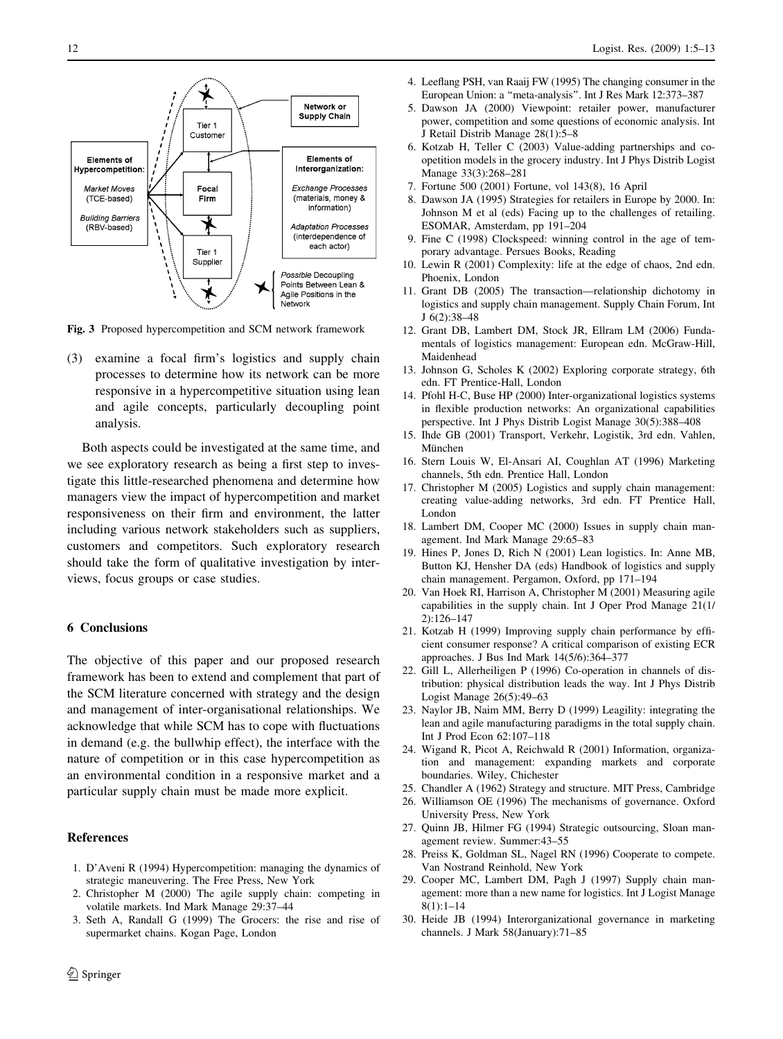Fig. 3 Proposed hypercompetition and SCM network framework

(3) examine a focal firm's logistics and supply chain processes to determine how its network can be more responsive in a hypercompetitive situation using lean and agile concepts, particularly decoupling point analysis.

Both aspects could be investigated at the same time, and we see exploratory research as being a first step to investigate this little-researched phenomena and determine how managers view the impact of hypercompetition and market responsiveness on their firm and environment, the latter including various network stakeholders such as suppliers, customers and competitors. Such exploratory research should take the form of qualitative investigation by interviews, focus groups or case studies.

## 6 Conclusions

The objective of this paper and our proposed research framework has been to extend and complement that part of the SCM literature concerned with strategy and the design and management of inter-organisational relationships. We acknowledge that while SCM has to cope with fluctuations in demand (e.g. the bullwhip effect), the interface with the nature of competition or in this case hypercompetition as an environmental condition in a responsive market and a particular supply chain must be made more explicit.

## References

1. D'Aveni R (1994) Hypercompetition: managing the dynamics of strategic maneuvering. The Free Press, New York
2. Christopher M (2000) The agile supply chain: competing in volatile markets. Ind Mark Manage 29:37–44
3. Seth A, Randall G (1999) The Grocers: the rise and rise of supermarket chains. Kogan Page, London
4. Leeflang PSH, van Raaij FW (1995) The changing consumer in the European Union: a "meta-analysis". Int J Res Mark 12:373–387
5. Dawson JA (2000) Viewpoint: retailer power, manufacturer power, competition and some questions of economic analysis. Int J Retail Distrib Manage 28(1):5–8
6. Kotzab H, Teller C (2003) Value-adding partnerships and co-opetition models in the grocery industry. Int J Phys Distrib Logist Manage 33(3):268–281
7. Fortune 500 (2001) Fortune, vol 143(8), 16 April
8. Dawson JA (1995) Strategies for retailers in Europe by 2000. In: Johnson M et al (eds) Facing up to the challenges of retailing. ESOMAR, Amsterdam, pp 191–204
9. Fine C (1998) Clockspeed: winning control in the age of temporary advantage. Persues Books, Reading
10. Lewin R (2001) Complexity: life at the edge of chaos, 2nd edn. Phoenix, London
11. Grant DB (2005) The transaction—relationship dichotomy in logistics and supply chain management. Supply Chain Forum, Int J 6(2):38–48
12. Grant DB, Lambert DM, Stock JR, Ellram LM (2006) Fundamentals of logistics management: European edn. McGraw-Hill, Maidenhead
13. Johnson G, Scholes K (2002) Exploring corporate strategy, 6th edn. FT Prentice-Hall, London
14. Pfohl H-C, Buse HP (2000) Inter-organizational logistics systems in flexible production networks: An organizational capabilities perspective. Int J Phys Distrib Logist Manage 30(5):388–408
15. Ihde GB (2001) Transport, Verkehr, Logistik, 3rd edn. Vahlen, München
16. Stern Louis W, El-Ansari AI, Coughlan AT (1996) Marketing channels, 5th edn. Prentice Hall, London
17. Christopher M (2005) Logistics and supply chain management: creating value-adding networks, 3rd edn. FT Prentice Hall, London
18. Lambert DM, Cooper MC (2000) Issues in supply chain management. Ind Mark Manage 29:65–83
19. Hines P, Jones D, Rich N (2001) Lean logistics. In: Anne MB, Button KJ, Hensher DA (eds) Handbook of logistics and supply chain management. Pergamon, Oxford, pp 171–194
20. Van Hoek RI, Harrison A, Christopher M (2001) Measuring agile capabilities in the supply chain. Int J Oper Prod Manage 21(1/2):126–147
21. Kotzab H (1999) Improving supply chain performance by efficient consumer response? A critical comparison of existing ECR approaches. J Bus Ind Mark 14(5/6):364–377
22. Gill L, Allerheiligen P (1996) Co-operation in channels of distribution: physical distribution leads the way. Int J Phys Distrib Logist Manage 26(5):49–63
23. Naylor JB, Naim MM, Berry D (1999) Leagility: integrating the lean and agile manufacturing paradigms in the total supply chain. Int J Prod Econ 62:107–118
24. Wigand R, Picot A, Reichwald R (2001) Information, organization and management: expanding markets and corporate boundaries. Wiley, Chichester
25. Chandler A (1962) Strategy and structure. MIT Press, Cambridge
26. Williamson OE (1996) The mechanisms of governance. Oxford University Press, New York
27. Quinn JB, Hilmer FG (1994) Strategic outsourcing, Sloan management review. Summer:43–55
28. Preiss K, Goldman SL, Nagel RN (1996) Cooperate to compete. Van Nostrand Reinhold, New York
29. Cooper MC, Lambert DM, Pagh J (1997) Supply chain management: more than a new name for logistics. Int J Logist Manage 8(1):1–14
30. Heide JB (1994) Interorganizational governance in marketing channels. J Mark 58(January):71–85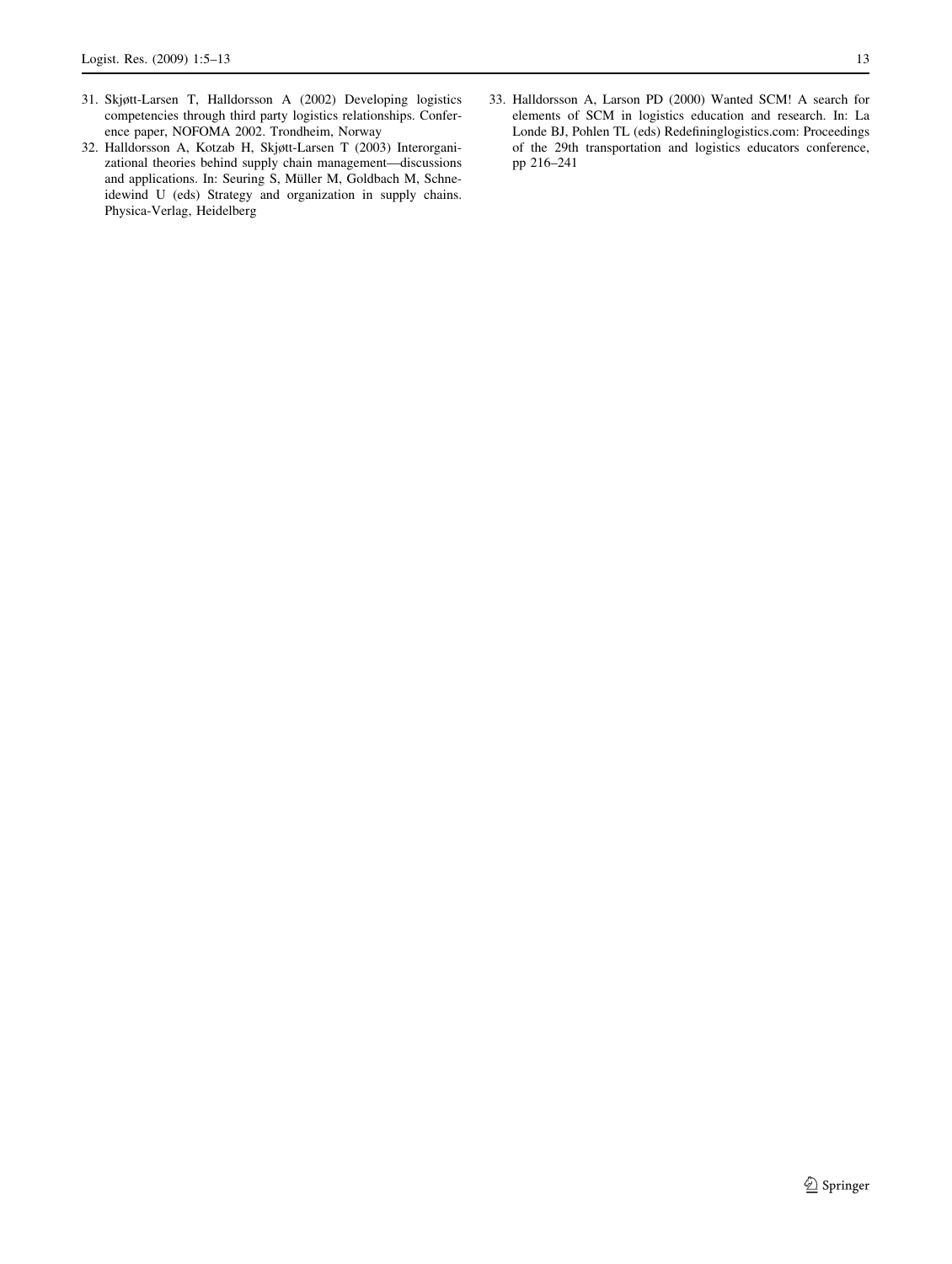31. Skjøtt-Larsen T, Halldorsson A (2002) Developing logistics competencies through third party logistics relationships. Conference paper, NOFOMA 2002. Trondheim, Norway
32. Halldorsson A, Kotzab H, Skjøtt-Larsen T (2003) Interorganizational theories behind supply chain management—discussions and applications. In: Seuring S, Müller M, Goldbach M, Schneidewind U (eds) Strategy and organization in supply chains. Physica-Verlag, Heidelberg
33. Halldorsson A, Larson PD (2000) Wanted SCM! A search for elements of SCM in logistics education and research. In: La Londe BJ, Pohlen TL (eds) Redefininglogistics.com: Proceedings of the 29th transportation and logistics educators conference, pp 216–241